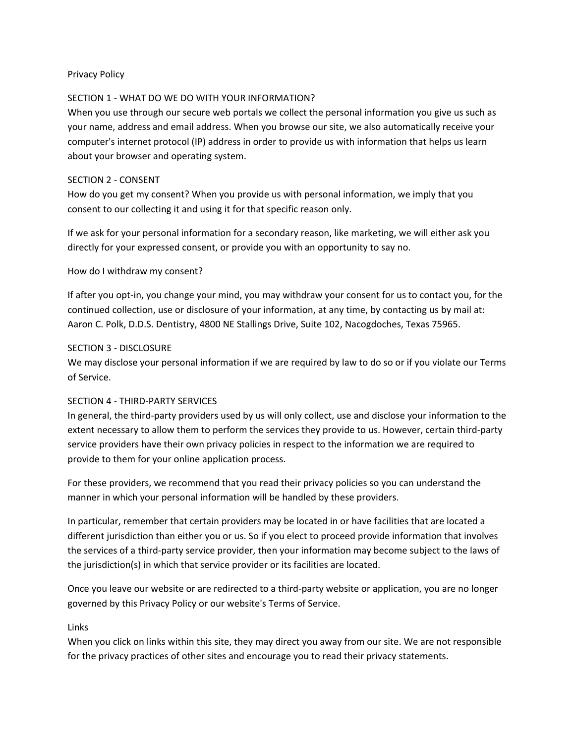# Privacy Policy

## SECTION 1 - WHAT DO WE DO WITH YOUR INFORMATION?

When you use through our secure web portals we collect the personal information you give us such as your name, address and email address. When you browse our site, we also automatically receive your computer's internet protocol (IP) address in order to provide us with information that helps us learn about your browser and operating system.

## SECTION 2 - CONSENT

How do you get my consent? When you provide us with personal information, we imply that you consent to our collecting it and using it for that specific reason only.

If we ask for your personal information for a secondary reason, like marketing, we will either ask you directly for your expressed consent, or provide you with an opportunity to say no.

How do I withdraw my consent?

If after you opt-in, you change your mind, you may withdraw your consent for us to contact you, for the continued collection, use or disclosure of your information, at any time, by contacting us by mail at: Aaron C. Polk, D.D.S. Dentistry, 4800 NE Stallings Drive, Suite 102, Nacogdoches, Texas 75965.

## SECTION 3 - DISCLOSURE

We may disclose your personal information if we are required by law to do so or if you violate our Terms of Service.

## SECTION 4 - THIRD-PARTY SERVICES

In general, the third-party providers used by us will only collect, use and disclose your information to the extent necessary to allow them to perform the services they provide to us. However, certain third-party service providers have their own privacy policies in respect to the information we are required to provide to them for your online application process.

For these providers, we recommend that you read their privacy policies so you can understand the manner in which your personal information will be handled by these providers.

In particular, remember that certain providers may be located in or have facilities that are located a different jurisdiction than either you or us. So if you elect to proceed provide information that involves the services of a third-party service provider, then your information may become subject to the laws of the jurisdiction(s) in which that service provider or its facilities are located.

Once you leave our website or are redirected to a third-party website or application, you are no longer governed by this Privacy Policy or our website's Terms of Service.

### Links

When you click on links within this site, they may direct you away from our site. We are not responsible for the privacy practices of other sites and encourage you to read their privacy statements.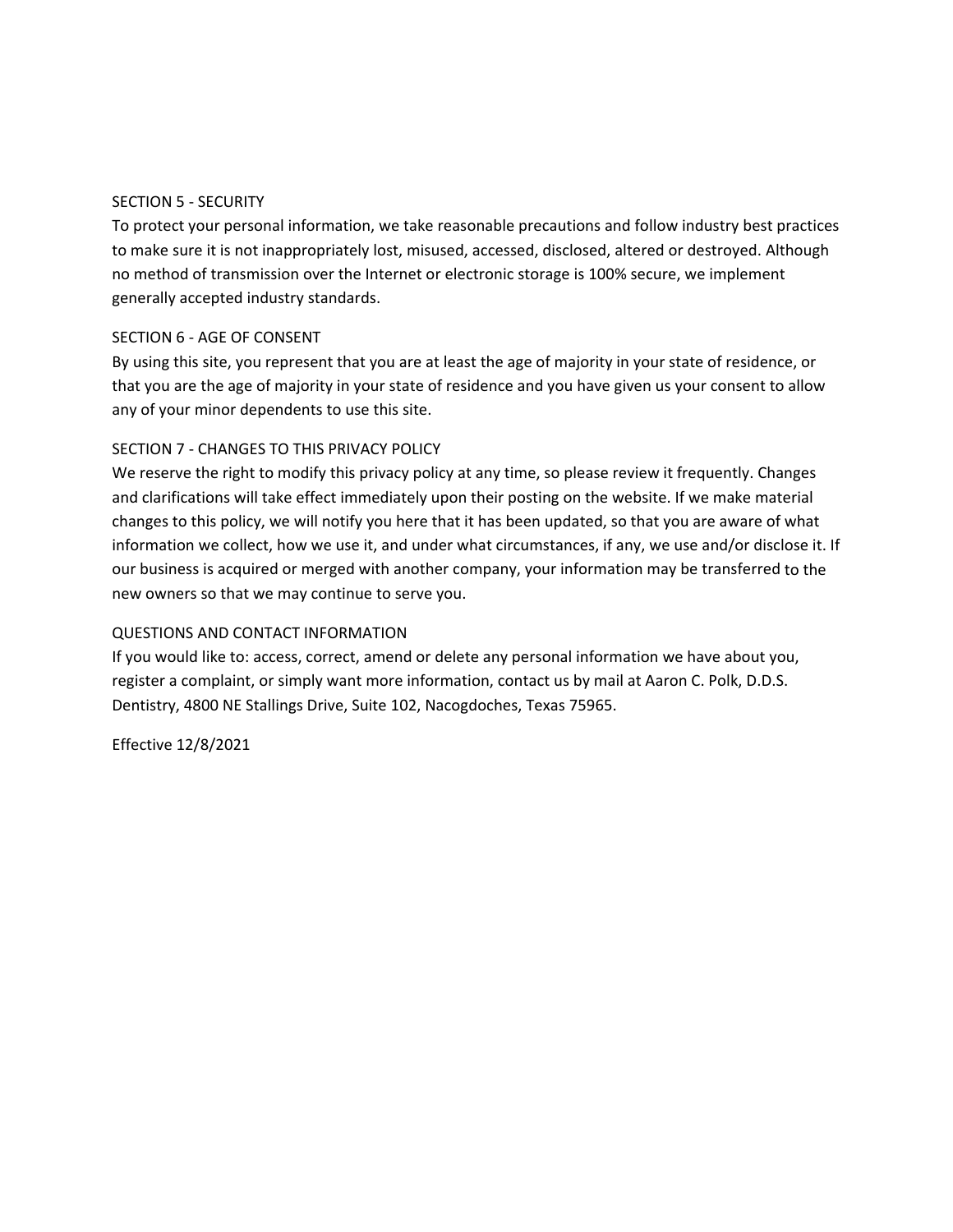## SECTION 5 - SECURITY

To protect your personal information, we take reasonable precautions and follow industry best practices to make sure it is not inappropriately lost, misused, accessed, disclosed, altered or destroyed. Although no method of transmission over the Internet or electronic storage is 100% secure, we implement generally accepted industry standards.

## SECTION 6 - AGE OF CONSENT

By using this site, you represent that you are at least the age of majority in your state of residence, or that you are the age of majority in your state of residence and you have given us your consent to allow any of your minor dependents to use this site.

## SECTION 7 - CHANGES TO THIS PRIVACY POLICY

We reserve the right to modify this privacy policy at any time, so please review it frequently. Changes and clarifications will take effect immediately upon their posting on the website. If we make material changes to this policy, we will notify you here that it has been updated, so that you are aware of what information we collect, how we use it, and under what circumstances, if any, we use and/or disclose it. If our business is acquired or merged with another company, your information may be transferred to the new owners so that we may continue to serve you.

## QUESTIONS AND CONTACT INFORMATION

If you would like to: access, correct, amend or delete any personal information we have about you, register a complaint, or simply want more information, contact us by mail at Aaron C. Polk, D.D.S. Dentistry, 4800 NE Stallings Drive, Suite 102, Nacogdoches, Texas 75965.

Effective 12/8/2021